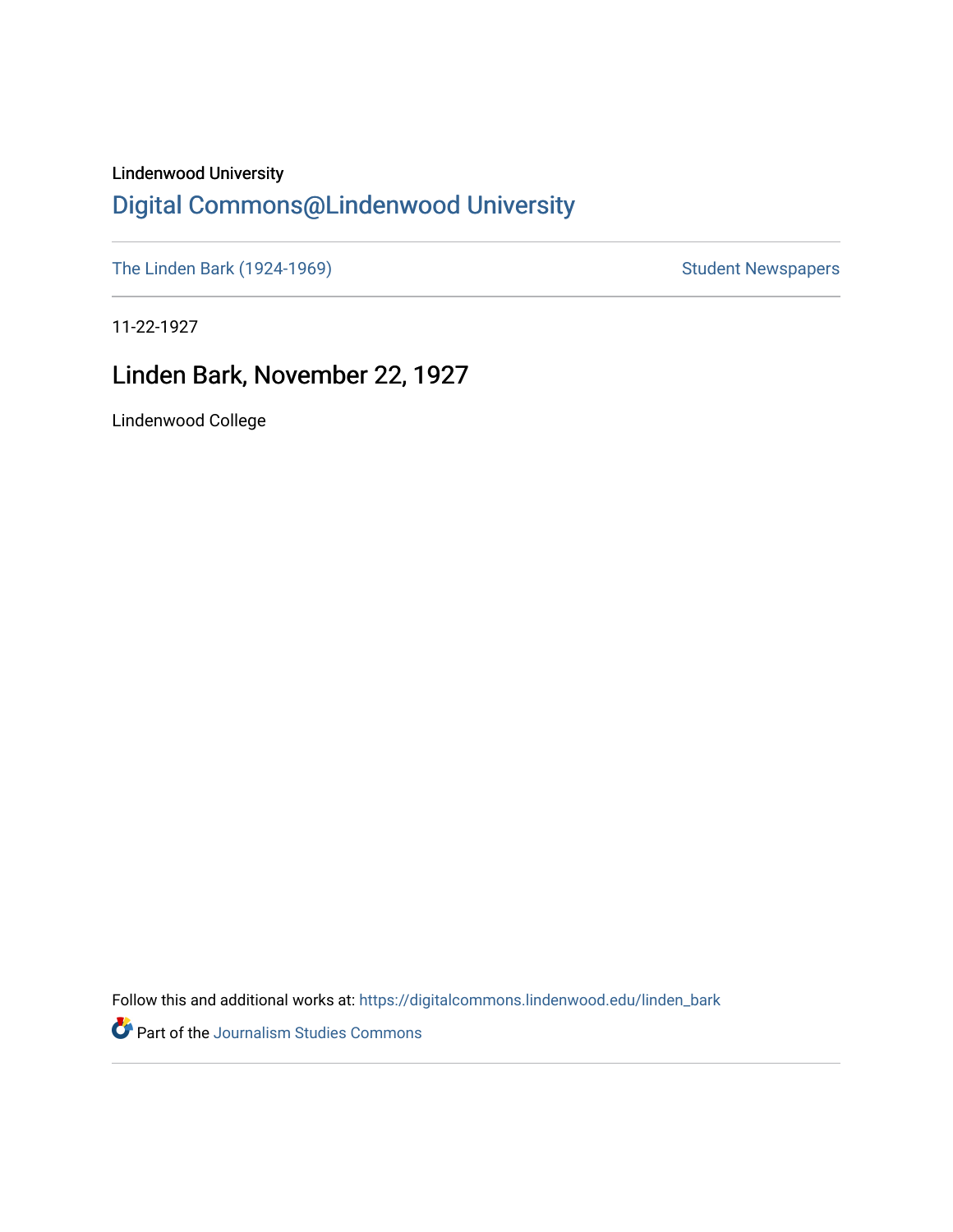Lindenwood University

## Digital Commons@Lindenwood University

The Linden Bark (1924-1969) | Student Newspapers

11-22-1927

# Linden Bark, November 22, 1927

Lindenwood College

Follow this and additional works at: https://digitalcommons.lindenwood.edu/linden_bark

Part of the Journalism Studies Commons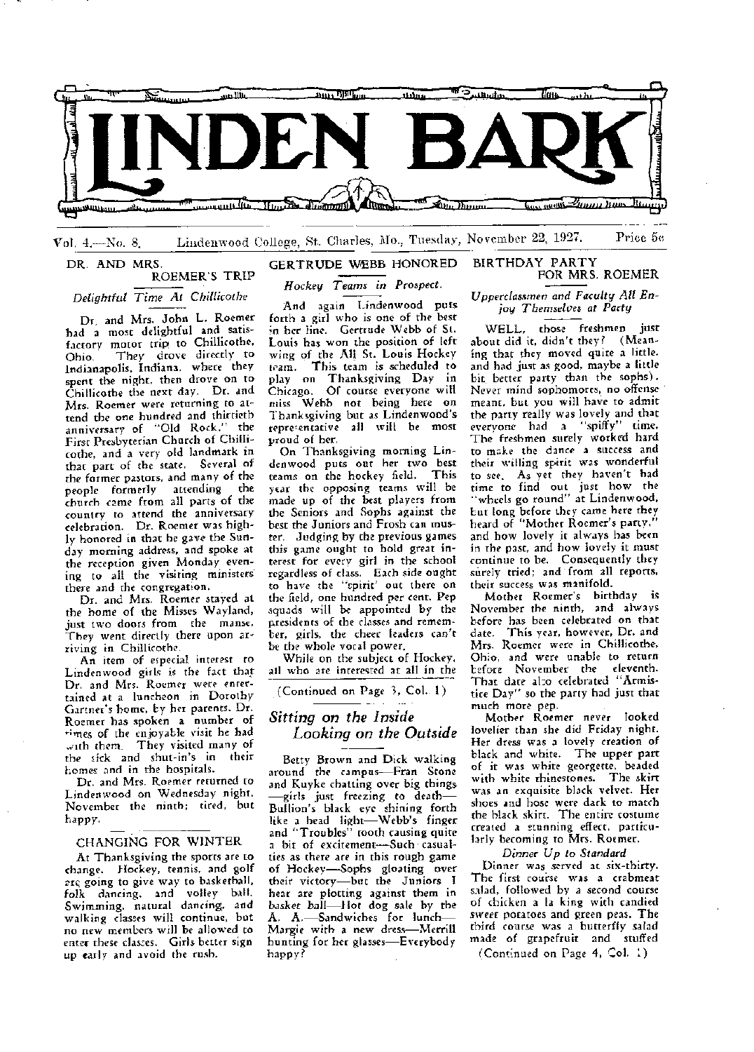# LINDEN BARK

Vol. 4.—No. 8. Lindenwood College, St. Charles, Mo., Tuesday, November 22, 1927. Price 5c

## DR. AND MRS. ROEMER'S TRIP

*Delightful Time At Chillicothe*

Dr. and Mrs. John L. Roemer had a most delightful and satisfactory motor trip to Chillicothe, Ohio. They drove directly to Indianapolis, Indiana, where they spent the night, then drove on to Chillicothe the next day. Dr. and Mrs. Roemer were returning to attend the one hundred and thirtieth anniversary of "Old Rock," the First Presbyterian Church of Chillicothe, and a very old landmark in that part of the state. Several of the former pastors, and many of the people formerly attending the church came from all parts of the country to attend the anniversary celebration. Dr. Roemer was highly honored in that he gave the Sunday morning address, and spoke at the reception given Monday evening to all the visiting ministers there and the congregation.

Dr. and Mrs. Roemer stayed at the home of the Misses Wayland, just two doors from the manse. They went directly there upon arriving in Chillicothe.

An item of especial interest to Lindenwood girls is the fact that Dr. and Mrs. Roemer were entertained at a luncheon in Dorothy Gartner's home, by her parents. Dr. Roemer has spoken a number of times of the enjoyable visit he had with them. They visited many of the sick and shut-in's in their homes and in the hospitals.

Dr. and Mrs. Roemer returned to Lindenwood on Wednesday night, November the ninth; tired, but happy.

## CHANGING FOR WINTER

At Thanksgiving the sports are to change. Hockey, tennis, and golf are going to give way to basketball, folk dancing, and volley ball. Swimming, natural dancing, and walking classes will continue, but no new members will be allowed to enter these classes. Girls better sign up early and avoid the rush.

## GERTRUDE WEBB HONORED

*Hockey Teams in Prospect.*

And again Lindenwood puts forth a girl who is one of the best in her line. Gertrude Webb of St. Louis has won the position of left wing of the All St. Louis Hockey team. This team is scheduled to play on Thanksgiving Day in Chicago. Of course everyone will miss Webb not being here on Thanksgiving but as Lindenwood's representative all will be most proud of her.

On Thanksgiving morning Lindenwood puts out her two best teams on the hockey field. This year the opposing teams will be made up of the best players from the Seniors and Sophs against the best the Juniors and Frosh can muster. Judging by the previous games this game ought to hold great interest for every girl in the school regardless of class. Each side ought to have the "spirit' out there on the field, one hundred per cent. Pep squads will be appointed by the presidents of the classes and remember, girls, the cheer leaders can't be the whole vocal power.

While on the subject of Hockey, all who are interested at all in the

(Continued on Page 3, Col. 1)

## *Sitting on the Inside Looking on the Outside*

Betty Brown and Dick walking around the campus—Fran Stone and Kuyke chatting over big things—girls just freezing to death—Bullion's black eye shining forth like a head light—Webb's finger and "Troubles" tooth causing quite a bit of excitement—Such casualties as there are in this rough game of Hockey—Sophs gloating over their victory—but the Juniors I hear are plotting against them in basket ball—Hot dog sale by the A. A.—Sandwiches for lunch—Margie with a new dress—Merrill hunting for her glasses—Everybody happy?

## BIRTHDAY PARTY FOR MRS. ROEMER

*Upperclassmen and Faculty All Enjoy Themselves at Party*

WELL, those freshmen just about did it, didn't they? (Meaning that they moved quite a little, and had just as good, maybe a little bit better party than the sophs). Never mind sophomores, no offense meant, but you will have to admit the party really was lovely and that everyone had a "spiffy" time. The freshmen surely worked hard to make the dance a success and their willing spirit was wonderful to see. As yet they haven't had time to find out just how the "wheels go round" at Lindenwood, but long before they came here they heard of "Mother Roemer's party," and how lovely it always has been in the past, and how lovely it must continue to be. Consequently they surely tried; and from all reports, their success was manifold.

Mother Roemer's birthday is November the ninth, and always before has been celebrated on that date. This year, however, Dr. and Mrs. Roemer were in Chillicothe, Ohio, and were unable to return before November the eleventh. That date also celebrated "Armistice Day" so the party had just that much more pep.

Mother Roemer never looked lovelier than she did Friday night. Her dress was a lovely creation of black and white. The upper part of it was white georgette, beaded with white rhinestones. The skirt was an exquisite black velvet. Her shoes and hose were dark to match the black skirt. The entire costume created a stunning effect, particularly becoming to Mrs. Roemer.

*Dinner Up to Standard*

Dinner was served at six-thirty. The first course was a crabmeat salad, followed by a second course of chicken a la king with candied sweet potatoes and green peas. The third course was a butterfly salad made of grapefruit and stuffed

(Continued on Page 4, Col. 1)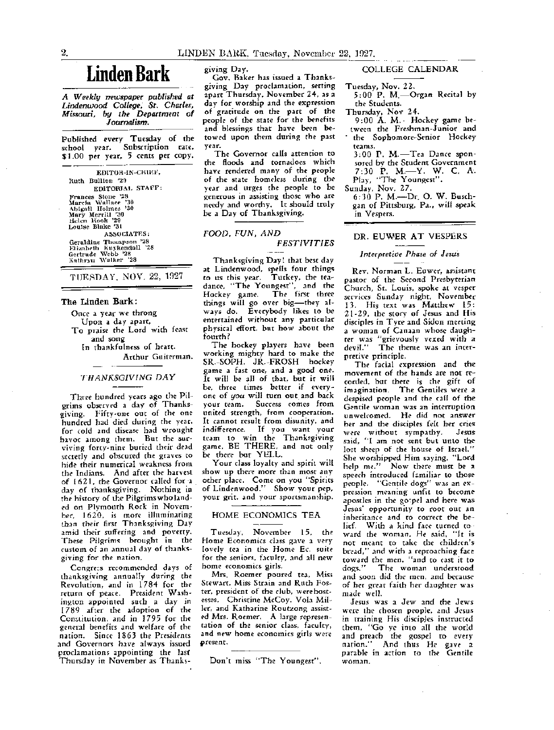# Linden Bark

*A Weekly newspaper published at Lindenwood College, St. Charles, Missouri, by the Department of Journalism.*

Published every Tuesday of the school year. Subscription rate, $1.00 per year, 5 cents per copy.

EDITOR-IN-CHIEF,
Ruth Bullion '29

EDITORIAL STAFF:
Frances Stone '28
Marcia Wallace '30
Abigail Holmes '30
Mary Merrill '30
Helen Hook '29
Louise Blake '31

ASSOCIATES:
Geraldine Thompson '28
Elizabeth Kuykendall '28
Gertrude Webb '28
Kathryn Walker '28

TUESDAY, NOV. 22, 1927

**The Linden Bark:**

Once a year we throng
Upon a day apart,
To praise the Lord with feast
and song
In thankfulness of heart.
Arthur Guiterman.

## *THANKSGIVING DAY*

Three hundred years ago the Pilgrims observed a day of Thanksgiving. Fifty-one out of the one hundred had died during the year, for cold and disease had wrought havoc among them. But the surviving forty-nine buried their dead secretly and obscured the graves to hide their numerical weakness from the Indians. And after the harvest of 1621, the Governor called for a day of thanksgiving. Nothing in the history of the Pilgrims who landed on Plymouth Rock in November, 1620, is more illuminating than their first Thanksgiving Day amid their suffering and poverty. These Pilgrims brought in the custom of an annual day of thanksgiving for the nation.

Congress recommended days of thanksgiving annually during the Revolution, and in 1784 for the return of peace. President Washington appointed such a day in 1789 after the adoption of the Constitution, and in 1795 for the general benefits and welfare of the nation. Since 1863 the Presidents and Governors have always issued proclamations appointing the last Thursday in November as Thanksgiving Day.

Gov. Baker has issued a Thanksgiving Day proclamation, setting apart Thursday, November 24, as a day for worship and the expression of gratitude on the part of the people of the state for the benefits and blessings that have been betowed upon them during the past year.

The Governor calls attention to the floods and tornadoes which have rendered many of the people of the state homeless during the year and urges the people to be generous in assisting those who are needy and worthy. It should truly be a Day of Thanksgiving.

## *FOOD, FUN, AND FESTIVITIES*

Thanksgiving Day! that best day at Lindenwood, spells four things to us this year. Turkey, the tea-dance, "The Youngest", and the Hockey game. The first three things will go over big—they always do. Everybody likes to be entertained without any particular physical effort, but how about the fourth?

The hockey players have been working mighty hard to make the SR.-SOPH, JR.-FROSH hockey game a fast one, and a good one. It will be all of that, but it will be, three times better if everyone of *you* will turn out and back your team. Success comes from united strength, from cooperation. It cannot result from disunity, and indifference. If you want your team to win the Thanksgiving game, BE THERE, and not only be there but YELL.

Your class loyalty and spirit will show up there more than most any other place. Come on you "Spirits of Lindenwood." Show your pep, your grit, and your sportsmanship.

## HOME ECONOMICS TEA

Tuesday, November 15, the Home Economics class gave a very lovely tea in the Home Ec. suite for the seniors, faculty, and all new home economics girls.

Mrs. Roemer poured tea, Miss Stewart, Miss Strain and Ruth Foster, president of the club, were hostesses. Christine McCoy, Vola Miller, and Katharine Routzong assisted Mrs. Roemer. A large representation of the senior class, faculty, and new home economics girls were present.

Don't miss "The Youngest".

## COLLEGE CALENDAR

Tuesday, Nov. 22.
5:00 P. M.—Organ Recital by the Students.

Thursday, Nov 24.
9:00 A. M.- Hockey game between the Freshman-Junior and the Sophomore-Senior Hockey teams.
3:00 P. M.—Tea Dance sponsored by the Student Government
7:30 P. M.—Y. W. C. A. Play, "The Youngest".

Sunday, Nov. 27.
6:30 P. M.—Dr. O. W. Buschgan of Pittsburg, Pa., will speak in Vespers.

## DR. EUWER AT VESPERS

*Interpretive Phase of Jesus*

Rev. Norman L. Euwer, assistant pastor of the Second Presbyterian Church, St. Louis, spoke at vesper services Sunday night, November 13. His text was Matthew 15: 21-29, the story of Jesus and His disciples in Tyre and Sidon meeting a woman of Canaan whose daughter was "grievously vexed with a devil." The theme was an interpretive principle.

The facial expression and the movement of the hands are not recorded, but there is the gift of imagination. The Gentiles were a despised people and the call of the Gentile woman was an interruption unwelcomed. He did not answer her and the disciples felt her cries were without sympathy. Jesus said, "I am not sent but unto the lost sheep of the house of Israel." She worshipped Him saying, "Lord help me." Now there must be a speech introduced familiar to those people. "Gentile dogs" was an expression meaning unfit to become apostles in the gospel and here was Jesus' opportunity to root out an inheritance and to correct the belief. With a kind face turned toward the woman, He said, "It is not meant to take the children's bread," and with a reproaching face toward the men, "and to cast it to dogs." The woman understood and soon did the men, and because of her great faith her daughter was made well.

Jesus was a Jew and the Jews were the chosen people, and Jesus in training His disciples instructed them, "Go ye into all the world and preach the gospel to every nation." And thus He gave a parable in action to the Gentile woman.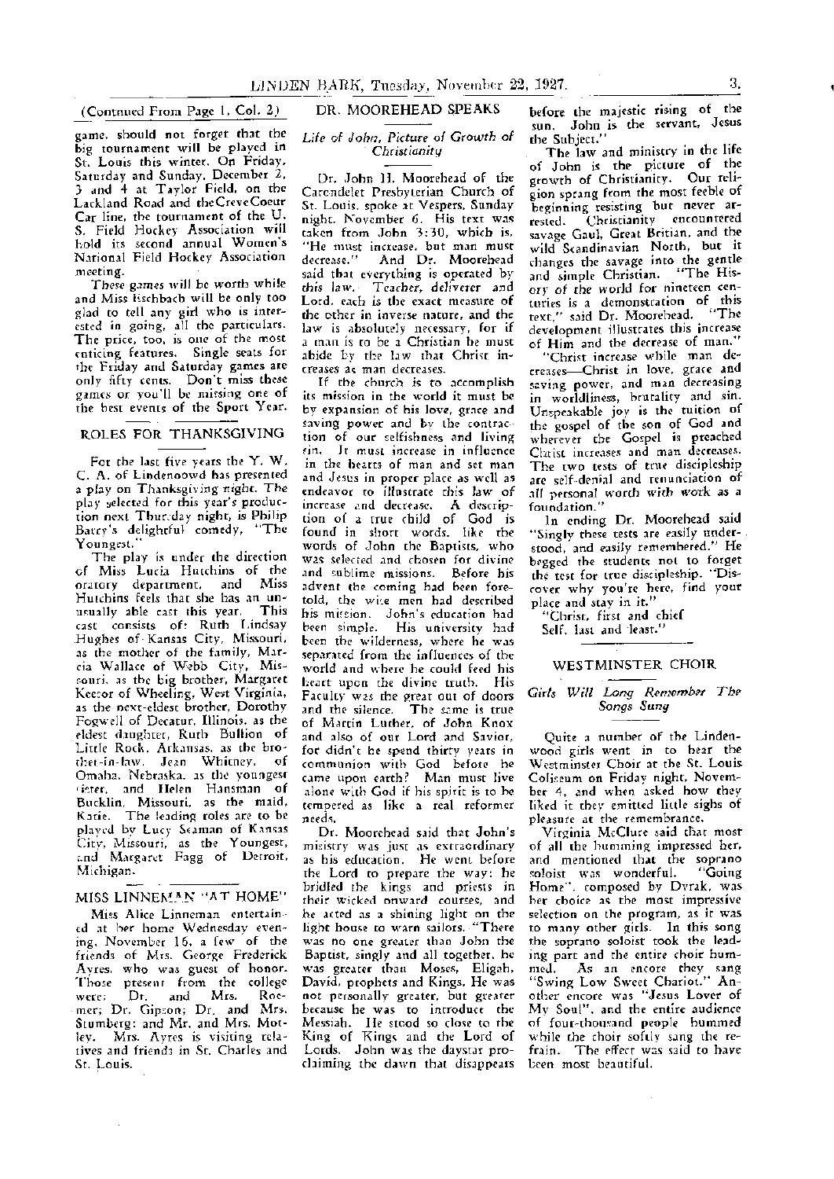(Continued From Page 1, Col. 2)

game, should not forget that the big tournament will be played in St. Louis this winter. On Friday, Saturday and Sunday, December 2, 3 and 4 at Taylor Field, on the Lackland Road and the Creve Coeur Car line, the tournament of the U. S. Field Hockey Association will hold its second annual Women's National Field Hockey Association meeting.

These games will be worth while and Miss Eschbach will be only too glad to tell any girl who is interested in going, all the particulars. The price, too, is one of the most enticing features. Single seats for the Friday and Saturday games are only fifty cents. Don't miss these games or you'll be missing one of the best events of the Sport Year.

## ROLES FOR THANKSGIVING

For the last five years the Y. W. C. A. of Lindenoowd has presented a play on Thanksgiving night. The play selected for this year's production next Thursday night, is Philip Barry's delightful comedy, "The Youngest."

The play is under the direction of Miss Lucia Hutchins of the oratory department, and Miss Hutchins feels that she has an unusually able cast this year. This cast consists of: Ruth Lindsay Hughes of Kansas City, Missouri, as the mother of the family, Marcia Wallace of Webb City, Missouri, as the big brother, Margaret Keesor of Wheeling, West Virginia, as the next-eldest brother, Dorothy Fogwell of Decatur, Illinois, as the eldest daughter, Ruth Bullion of Little Rock, Arkansas, as the brother-in-law, Jean Whitney, of Omaha, Nebraska, as the youngest sister, and Helen Hansman of Bucklin, Missouri, as the maid, Katie. The leading roles are to be played by Lucy Seaman of Kansas City, Missouri, as the Youngest, and Margaret Fagg of Detroit, Michigan.

## MISS LINNEMAN "AT HOME"

Miss Alice Linneman entertained at her home Wednesday evening, November 16, a few of the friends of Mrs. George Frederick Ayres, who was guest of honor. Those present from the college were: Dr. and Mrs. Roemer; Dr. Gipson; Dr. and Mrs. Stumberg; and Mr. and Mrs. Motley. Mrs. Ayres is visiting relatives and friends in St. Charles and St. Louis.

## DR. MOOREHEAD SPEAKS

### *Life of John, Picture of Growth of Christianity*

Dr. John H. Moorehead of the Carondelet Presbyterian Church of St. Louis, spoke at Vespers, Sunday night, November 6. His text was taken from John 3:30, which is, "He must increase, but man must decrease." And Dr. Moorehead said that everything is operated by this law. Teacher, deliverer and Lord, each is the exact measure of the other in inverse nature, and the law is absolutely necessary, for if a man is to be a Christian he must abide by the law that Christ increases as man decreases.

If the church is to accomplish its mission in the world it must be by expansion of his love, grace and saving power and by the contraction of our selfishness and living sin. It must increase in influence in the hearts of man and set man and Jesus in proper place as well as endeavor to illustrate this law of increase and decrease. A description of a true child of God is found in short words, like the words of John the Baptists, who was selected and chosen for divine and sublime missions. Before his advent the coming had been foretold, the wise men had described his mission. John's education had been simple. His university had been the wilderness, where he was separated from the influences of the world and where he could feed his heart upon the divine truth. His Faculty was the great out of doors and the silence. The same is true of Martin Luther, of John Knox and also of our Lord and Savior, for didn't he spend thirty years in communion with God before he came upon earth? Man must live alone with God if his spirit is to be tempered as like a real reformer needs.

Dr. Moorehead said that John's ministry was just as extraordinary as his education. He went before the Lord to prepare the way; he bridled the kings and priests in their wicked onward courses, and he acted as a shining light on the light house to warn sailors. "There was no one greater than John the Baptist, singly and all together, he was greater than Moses, Eligah, David, prophets and Kings. He was not personally greater, but greater because he was to introduce the Messiah. He stood so close to the King of Kings and the Lord of Lords. John was the daystar proclaiming the dawn that disappears before the majestic rising of the sun. John is the servant, Jesus the Subject."

The law and ministry in the life of John is the picture of the growth of Christianity. Our religion sprang from the most feeble of beginning resisting but never arrested. Christianity encountered savage Gaul, Great Britian, and the wild Scandinavian North, but it changes the savage into the gentle and simple Christian. "The History of the world for nineteen centuries is a demonstration of this text," said Dr. Moorehead. "The development illustrates this increase of Him and the decrease of man."

"Christ increase while man decreases—Christ in love, grace and saving power, and man decreasing in worldliness, brutality and sin. Unspeakable joy is the tuition of the gospel of the son of God and wherever the Gospel is preached Christ increases and man decreases. The two tests of true discipleship are self-denial and renunciation of all personal worth with work as a foundation."

In ending Dr. Moorehead said "Singly these tests are easily understood, and easily remembered." He begged the students not to forget the test for true discipleship. "Discover why you're here, find your place and stay in it."

"Christ, first and chief
Self, last and least."

## WESTMINSTER CHOIR

### *Girls Will Long Remember The Songs Sung*

Quite a number of the Lindenwood girls went in to hear the Westminster Choir at the St. Louis Coliseum on Friday night, November 4, and when asked how they liked it they emitted little sighs of pleasure at the remembrance.

Virginia McClure said that most of all the humming impressed her, and mentioned that the soprano soloist was wonderful. "Going Home", composed by Dvrak, was her choice as the most impressive selection on the program, as it was to many other girls. In this song the soprano soloist took the leading part and the entire choir hummed. As an encore they sang "Swing Low Sweet Chariot." Another encore was "Jesus Lover of My Soul", and the entire audience of four-thousand people hummed while the choir softly sang the refrain. The effect was said to have been most beautiful.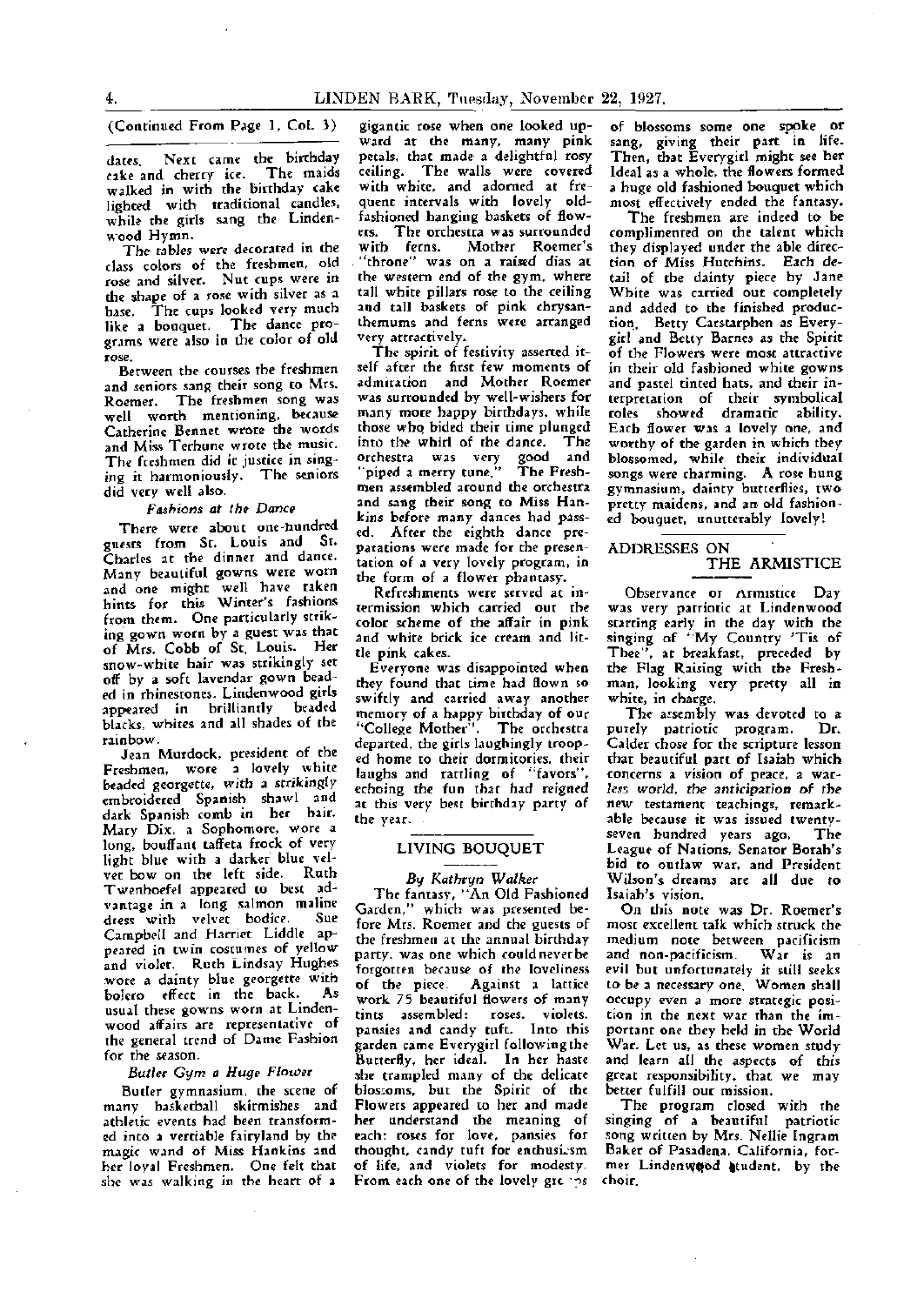(Continued From Page 1, Col. 3)

dates. Next came the birthday cake and cherry ice. The maids walked in with the birthday cake lighted with traditional candles, while the girls sang the Lindenwood Hymn.

The tables were decorated in the class colors of the freshmen, old rose and silver. Nut cups were in the shape of a rose with silver as a base. The cups looked very much like a bouquet. The dance programs were also in the color of old rose.

Between the courses the freshmen and seniors sang their song to Mrs. Roemer. The freshmen song was well worth mentioning, because Catherine Bennet wrote the words and Miss Terhune wrote the music. The freshmen did it justice in singing it harmoniously. The seniors did very well also.

*Fashions at the Dance*

There were about one-hundred guests from St. Louis and St. Charles at the dinner and dance. Many beautiful gowns were worn and one might well have taken hints for this Winter's fashions from them. One particularly striking gown worn by a guest was that of Mrs. Cobb of St. Louis. Her snow-white hair was strikingly set off by a soft lavendar gown beaded in rhinestones. Lindenwood girls appeared in brilliantly beaded blacks, whites and all shades of the rainbow.

Jean Murdock, president of the Freshmen, wore a lovely white beaded georgette, with a strikingly embroidered Spanish shawl and dark Spanish comb in her hair. Mary Dix, a Sophomore, wore a long, bouffant taffeta frock of very light blue with a darker blue velvet bow on the left side. Ruth Twenhoefel appeared to best advantage in a long salmon maline dress with velvet bodice. Sue Campbell and Harriet Liddle appeared in twin costumes of yellow and violet. Ruth Lindsay Hughes wore a dainty blue georgette with bolero effect in the back. As usual these gowns worn at Lindenwood affairs are representative of the general trend of Dame Fashion for the season.

*Butler Gym a Huge Flower*

Butler gymnasium, the scene of many basketball skirmishes and athletic events had been transformed into a vertiable fairyland by the magic wand of Miss Hankins and her loyal Freshmen. One felt that she was walking in the heart of a gigantic rose when one looked upward at the many, many pink petals, that made a delightful rosy ceiling. The walls were covered with white, and adorned at frequent intervals with lovely old-fashioned hanging baskets of flowers. The orchestra was surrounded with ferns. Mother Roemer's "throne" was on a raised dias at the western end of the gym, where tall white pillars rose to the ceiling and tall baskets of pink chrysanthemums and ferns were arranged very attractively.

The spirit of festivity asserted itself after the first few moments of admiration and Mother Roemer was surrounded by well-wishers for many more happy birthdays, while those who bided their time plunged into the whirl of the dance. The orchestra was very good and "piped a merry tune." The Freshmen assembled around the orchestra and sang their song to Miss Hankins before many dances had passed. After the eighth dance preparations were made for the presentation of a very lovely program, in the form of a flower phantasy.

Refreshments were served at intermission which carried out the color scheme of the affair in pink and white brick ice cream and little pink cakes.

Everyone was disappointed when they found that time had flown so swiftly and carried away another memory of a happy birthday of our "College Mother". The orchestra departed, the girls laughingly trooped home to their dormitories, their laughs and rattling of "favors", echoing the fun that had reigned at this very best birthday party of the year.

## LIVING BOUQUET

*By Kathryn Walker*

The fantasy, "An Old Fashioned Garden," which was presented before Mrs. Roemer and the guests of the freshmen at the annual birthday party, was one which could never be forgotten because of the loveliness of the piece. Against a lattice work 75 beautiful flowers of many tints assembled: roses, violets, pansies and candy tuft. Into this garden came Everygirl following the Butterfly, her ideal. In her haste she trampled many of the delicate blossoms, but the Spirit of the Flowers appeared to her and made her understand the meaning of each: roses for love, pansies for thought, candy tuft for enthusiasm of life, and violets for modesty. From each one of the lovely groups of blossoms some one spoke or sang, giving their part in life. Then, that Everygirl might see her Ideal as a whole, the flowers formed a huge old fashioned bouquet which most effectively ended the fantasy.

The freshmen are indeed to be complimented on the talent which they displayed under the able direction of Miss Hutchins. Each detail of the dainty piece by Jane White was carried out completely and added to the finished production. Betty Carstarphen as Everygirl and Betty Barnes as the Spirit of the Flowers were most attractive in their old fashioned white gowns and pastel tinted hats, and their interpretation of their symbolical roles showed dramatic ability. Each flower was a lovely one, and worthy of the garden in which they blossomed, while their individual songs were charming. A rose hung gymnasium, dainty butterflies, two pretty maidens, and an old fashioned bouquet, unutterably lovely!

## ADDRESSES ON THE ARMISTICE

Observance of Armistice Day was very patriotic at Lindenwood starting early in the day with the singing of "My Country 'Tis of Thee", at breakfast, preceded by the Flag Raising with the Freshman, looking very pretty all in white, in charge.

The assembly was devoted to a purely patriotic program. Dr. Calder chose for the scripture lesson that beautiful part of Isaiah which concerns a vision of peace, a warless world, the anticipation of the new testament teachings, remarkable because it was issued twenty-seven hundred years ago. The League of Nations, Senator Borah's bid to outlaw war, and President Wilson's dreams are all due to Isaiah's vision.

On this note was Dr. Roemer's most excellent talk which struck the medium note between pacificism and non-pacificism. War is an evil but unfortunately it still seeks to be a necessary one. Women shall occupy even a more strategic position in the next war than the important one they held in the World War. Let us, as these women study and learn all the aspects of this great responsibility, that we may better fulfill our mission.

The program closed with the singing of a beautiful patriotic song written by Mrs. Nellie Ingram Baker of Pasadena, California, former Lindenwood student, by the choir.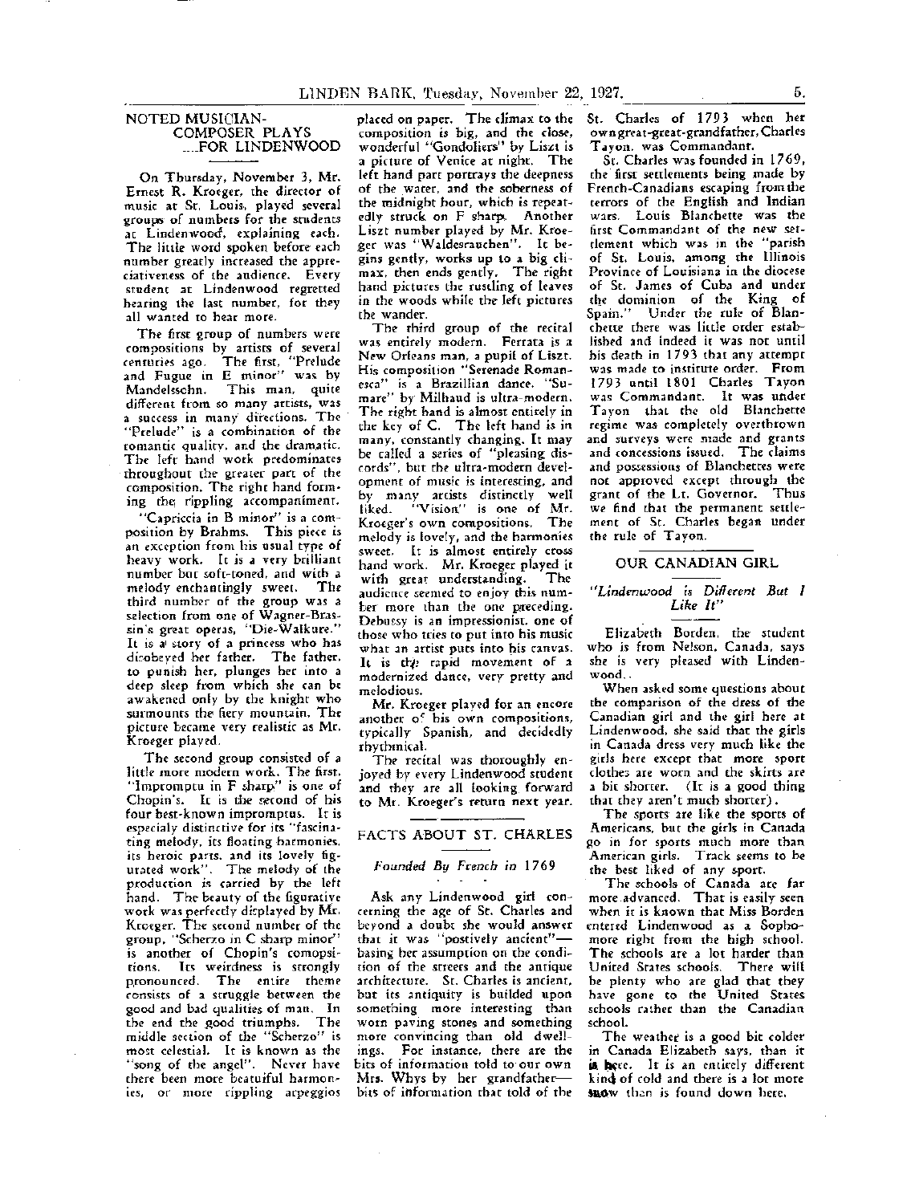## NOTED MUSICIAN-COMPOSER PLAYS FOR LINDENWOOD

On Thursday, November 3, Mr. Ernest R. Kroeger, the director of music at St. Louis, played several groups of numbers for the students at Lindenwood, explaining each. The little word spoken before each number greatly increased the appreciativeness of the audience. Every student at Lindenwood regretted hearing the last number, for they all wanted to hear more.

The first group of numbers were compositions by artists of several centuries ago. The first, "Prelude and Fugue in E minor" was by Mandelssohn. This man, quite different from so many artists, was a success in many directions. The "Prelude" is a combination of the romantic quality, and the dramatic. The left hand work predominates throughout the greater part of the composition. The right hand forming the rippling accompaniment.

"Capriccia in B minor" is a composition by Brahms. This piece is an exception from his usual type of heavy work. It is a very brilliant number but soft-toned, and with a melody enchantingly sweet. The third number of the group was a selection from one of Wagner-Brassin's great operas, "Die-Walkure." It is a story of a princess who has disobeyed her father. The father, to punish her, plunges her into a deep sleep from which she can be awakened only by the knight who surmounts the fiery mountain. The picture became very realistic as Mr. Kroeger played.

The second group consisted of a little more modern work. The first, "Impromptu in F sharp" is one of Chopin's. It is the second of his four best-known impromptus. It is especialy distinctive for its "fascinating melody, its floating harmonies, its heroic parts, and its lovely figurated work". The melody of the production is carried by the left hand. The beauty of the figurative work was perfectly displayed by Mr. Kroeger. The second number of the group, "Scherzo in C sharp minor" is another of Chopin's compositions. Its weirdness is strongly pronounced. The entire theme consists of a struggle between the good and bad qualities of man. In the end the good triumphs. The middle section of the "Scherzo" is most celestial. It is known as the "song of the angel". Never have there been more beatuiful harmonies, or more rippling arpeggios placed on paper. The climax to the composition is big, and the close, wonderful "Gondoliers" by Liszt is a picture of Venice at night. The left hand part portrays the deepness of the water, and the soberness of the midnight hour, which is repeatedly struck on F sharp. Another Liszt number played by Mr. Kroeger was "Waldesrauchen". It begins gently, works up to a big climax, then ends gently. The right hand pictures the rustling of leaves in the woods while the left pictures the wander.

The third group of the recital was entirely modern. Ferrata is a New Orleans man, a pupil of Liszt. His composition "Serenade Romanesca" is a Brazillian dance. "Sumare" by Milhaud is ultra-modern. The right hand is almost entirely in the key of C. The left hand is in many, constantly changing. It may be called a series of "pleasing discords", but the ultra-modern development of music is interesting, and by many artists distinctly well liked. "Vision" is one of Mr. Kroeger's own compositions. The melody is lovely, and the harmonies sweet. It is almost entirely cross hand work. Mr. Kroeger played it with great understanding. The audience seemed to enjoy this number more than the one preceding. Debussy is an impressionist, one of those who tries to put into his music what an artist puts into his canvas. It is the rapid movement of a modernized dance, very pretty and melodious.

Mr. Kroeger played for an encore another of his own compositions, typically Spanish, and decidedly rhythmical.

The recital was thoroughly enjoyed by every Lindenwood student and they are all looking forward to Mr. Kroeger's return next year.

## FACTS ABOUT ST. CHARLES

*Founded By French in 1769*

Ask any Lindenwood girl concerning the age of St. Charles and beyond a doubt she would answer that it was "postively ancient"—basing her assumption on the condition of the streets and the antique architecture. St. Charles is ancient, but its antiquity is builded upon something more interesting than worn paving stones and something more convincing than old dwellings. For instance, there are the bits of information told to our own Mrs. Whys by her grandfather—bits of information that told of the St. Charles of 1793 when her own great-great-grandfather, Charles Tayon, was Commandant.

St. Charles was founded in 1769, the first settlements being made by French-Canadians escaping from the terrors of the English and Indian wars. Louis Blanchette was the first Commandant of the new settlement which was in the "parish of St. Louis, among the Illinois Province of Louisiana in the diocese of St. James of Cuba and under the dominion of the King of Spain." Under the rule of Blanchette there was little order established and indeed it was not until his death in 1793 that any attempt was made to institute order. From 1793 until 1801 Charles Tayon was Commandant. It was under Tayon that the old Blanchette regime was completely overthrown and surveys were made and grants and concessions issued. The claims and possessions of Blanchettes were not approved except through the grant of the Lt. Governor. Thus we find that the permanent settlement of St. Charles began under the rule of Tayon.

## OUR CANADIAN GIRL

*"Lindenwood is Different But I Like It"*

Elizabeth Borden, the student who is from Nelson, Canada, says she is very pleased with Lindenwood.

When asked some questions about the comparison of the dress of the Canadian girl and the girl here at Lindenwood, she said that the girls in Canada dress very much like the girls here except that more sport clothes are worn and the skirts are a bit shorter. (It is a good thing that they aren't much shorter).

The sports are like the sports of Americans, but the girls in Canada go in for sports much more than American girls. Track seems to be the best liked of any sport.

The schools of Canada are far more advanced. That is easily seen when it is known that Miss Borden entered Lindenwood as a Sophomore right from the high school. The schools are a lot harder than United States schools. There will be plenty who are glad that they have gone to the United States schools rather than the Canadian school.

The weather is a good bit colder in Canada Elizabeth says, than it is here. It is an entirely different kind of cold and there is a lot more snow than is found down here.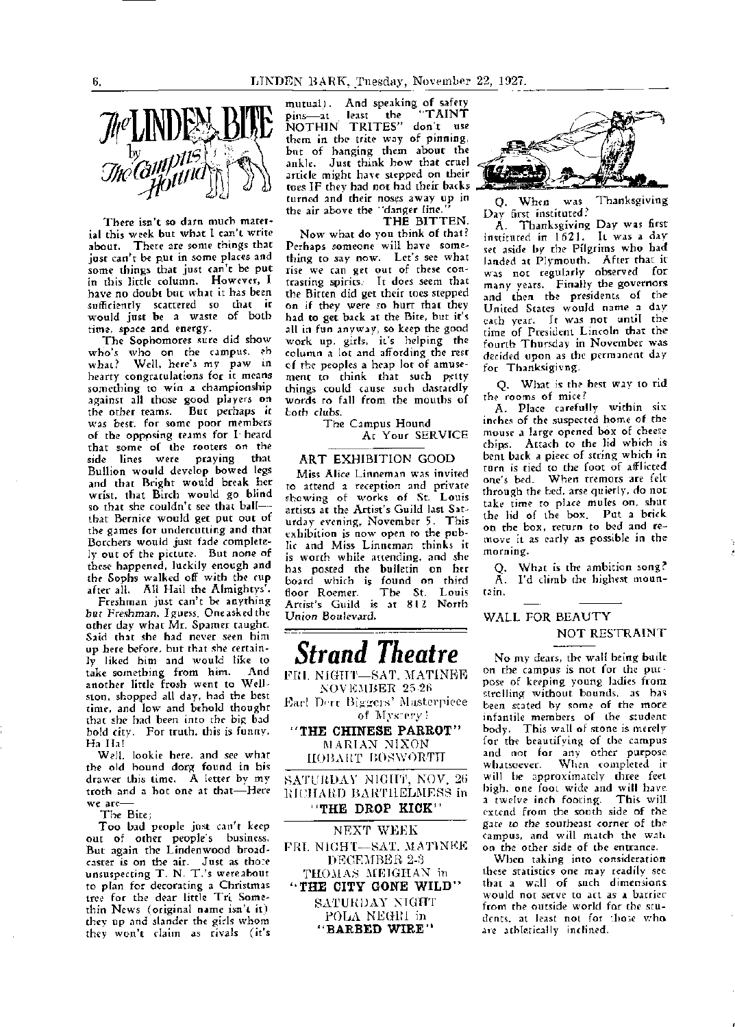## The LINDEN BITE
### by The Campus Hound

There isn't so darn much material this week but what I can't write about. There are some things that just can't be put in some places and some things that just can't be put in this little column. However, I have no doubt but what it has been sufficiently scattered so that it would just be a waste of both time, space and energy.

The Sophomores sure did show who's who on the campus, eh what? Well, here's my paw in hearty congratulations for it means something to win a championship against all those good players on the other teams. But perhaps it was best, for some poor members of the opposing teams for I heard that some of the rooters on the side lines were praying that Bullion would develop bowed legs and that Bright would break her wrist, that Birch would go blind so that she couldn't see that ball—that Bernice would get put out of the games for undercutting and that Borchers would just fade completely out of the picture. But none of these happened, luckily enough and the Sophs walked off with the cup after all. All Hail the Almightys'.

Freshman just can't be anything but Freshman, I guess. One asked the other day what Mr. Spamer taught. Said that she had never seen him up here before, but that she certainly liked him and would like to take something from him. And another little frosh went to Wellston, shopped all day, had the best time, and low and behold thought that she had been into the big bad bold city. For truth, this is funny. Ha Ha!

Well, lookie here, and see what the old hound dorg found in his drawer this time. A letter by my troth and a hot one at that—Here we are—

The Bite;

Too bad people just can't keep out of other people's business. But again the Lindenwood broadcaster is on the air. Just as those unsuspecting T. N. T.'s were about to plan for decorating a Christmas tree for the dear little Tri Somethin News (original name isn't it) they up and slander the girls whom they won't claim as rivals (it's mutual). And speaking of safety pins—at least the "TAINT NOTHIN TRITES" don't use them in the trite way of pinning, but of hanging them about the ankle. Just think how that cruel article might have stepped on their toes IF they had not had their backs turned and their noses away up in the air above the "danger line."

THE BITTEN.

Now what do you think of that? Perhaps someone will have something to say now. Let's see what rise we can get out of these contrasting spirits. It does seem that the Bitten did get their toes stepped on if they were so hurt that they had to get back at the Bite, but it's all in fun anyway, so keep the good work up, girls, it's helping the column a lot and affording the rest of the peoples a heap lot of amusement to think that such petty things could cause such dastardly words to fall from the mouths of both clubs.

The Campus Hound
At Your SERVICE

## ART EXHIBITION GOOD

Miss Alice Linneman was invited to attend a reception and private showing of works of St. Louis artists at the Artist's Guild last Saturday evening, November 5. This exhibition is now open to the public and Miss Linneman thinks it is worth while attending, and she has posted the bulletin on her board which is found on third floor Roemer. The St. Louis Artist's Guild is at 812 North Union Boulevard.

# Strand Theatre

FRI. NIGHT—SAT. MATINEE
NOVEMBER 25-26
Earl Derr Biggers' Masterpiece of Mystery!
**"THE CHINESE PARROT"**
MARIAN NIXON
HOBART BOSWORTH

SATURDAY NIGHT, NOV. 26
RICHARD BARTHELMESS in
**"THE DROP KICK"**

NEXT WEEK
FRI. NIGHT—SAT. MATINEE
DECEMBER 2-3
THOMAS MEIGHAN in
**"THE CITY GONE WILD"**
SATURDAY NIGHT
POLA NEGRI in
**"BARBED WIRE"**

Q. When was Thanksgiving Day first instituted?

A. Thanksgiving Day was first instituted in 1621. It was a day set aside by the Pilgrims who had landed at Plymouth. After that it was not regularly observed for many years. Finally the governors and then the presidents of the United States would name a day each year. It was not until the time of President Lincoln that the fourth Thursday in November was decided upon as the permanent day for Thanksgivng.

Q. What is the best way to rid the rooms of mice?

A. Place carefully within six inches of the suspected home of the mouse a large opened box of cheese chips. Attach to the lid which is bent back a piece of string which in turn is tied to the foot of afflicted one's bed. When tremors are felt through the bed, arse quietly, do not take time to place mules on, shut the lid of the box. Put a brick on the box, return to bed and remove it as early as possible in the morning.

Q. What is the ambition song?

A. I'd climb the highest mountain.

## WALL FOR BEAUTY NOT RESTRAINT

No my dears, the wall being built on the campus is not for the purpose of keeping young ladies from strolling without bounds, as has been stated by some of the more infantile members of the student body. This wall of stone is merely for the beautifying of the campus and not for any other purpose whatsoever. When completed it will be approximately three feet high, one foot wide and will have a twelve inch footing. This will extend from the south side of the gate to the southeast corner of the campus, and will match the wall on the other side of the entrance.

When taking into consideration these statistics one may readily see that a wall of such dimensions would not serve to act as a barrier from the outside world for the students, at least not for those who are athletically inclined.